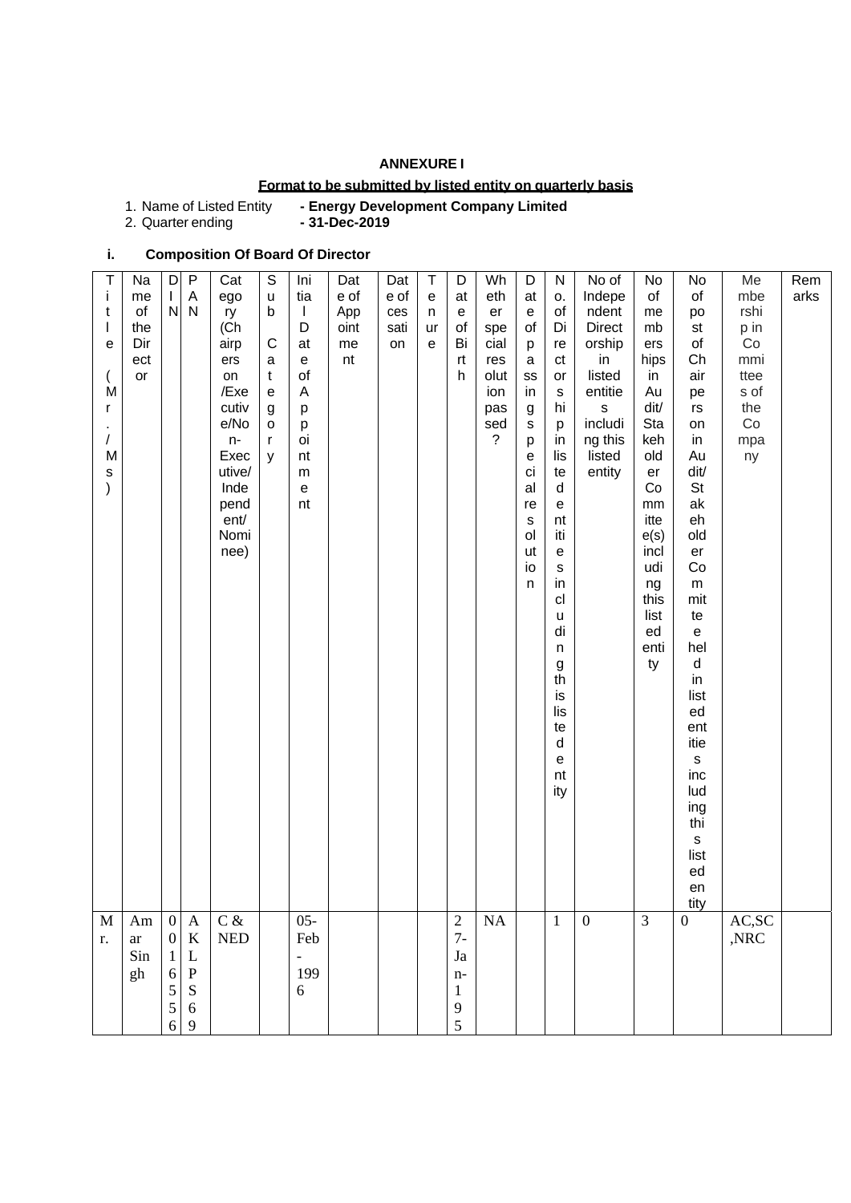**ANNEXURE I**

**Format to be submitted by listed entity on quarterly basis**

1. Name of Listed Entity **- Energy Development Company Limited**
2. Quarter ending **- 31-Dec-2019**

**i. Composition Of Board Of Director**

| Title (Mr./Ms) | Name of the Director | DIN | PAN | Category (Chairpersons /Executive/Non-Executive/ Independent/ Nominee) | Sub Category | Initial Date of Appointment | Date of Appointment | Date of cessation | Tenure | Date of Birth | Whether special resolution passed? | Date of passing special resolution | No. of Directorships in listed entities including this listed entity | No of Independent Directorship in listed entities including this listed entity | No of memberships in Audit/ Stakeholder Committee(s) including this listed entity | No of post of Chairperson in Audit/ Stakeholder Committee held in listed entities including this listed entity | Membership in Committees of the Company | Remarks |
|---|---|---|---|---|---|---|---|---|---|---|---|---|---|---|---|---|---|---|
| Mr. | Amar Singh | 00165566 | AKLPS69 | C & NED | | 05-Feb-1996 | | | | 27-Jan-195 | NA | | 1 | 0 | 3 | 0 | AC,SC,NRC | |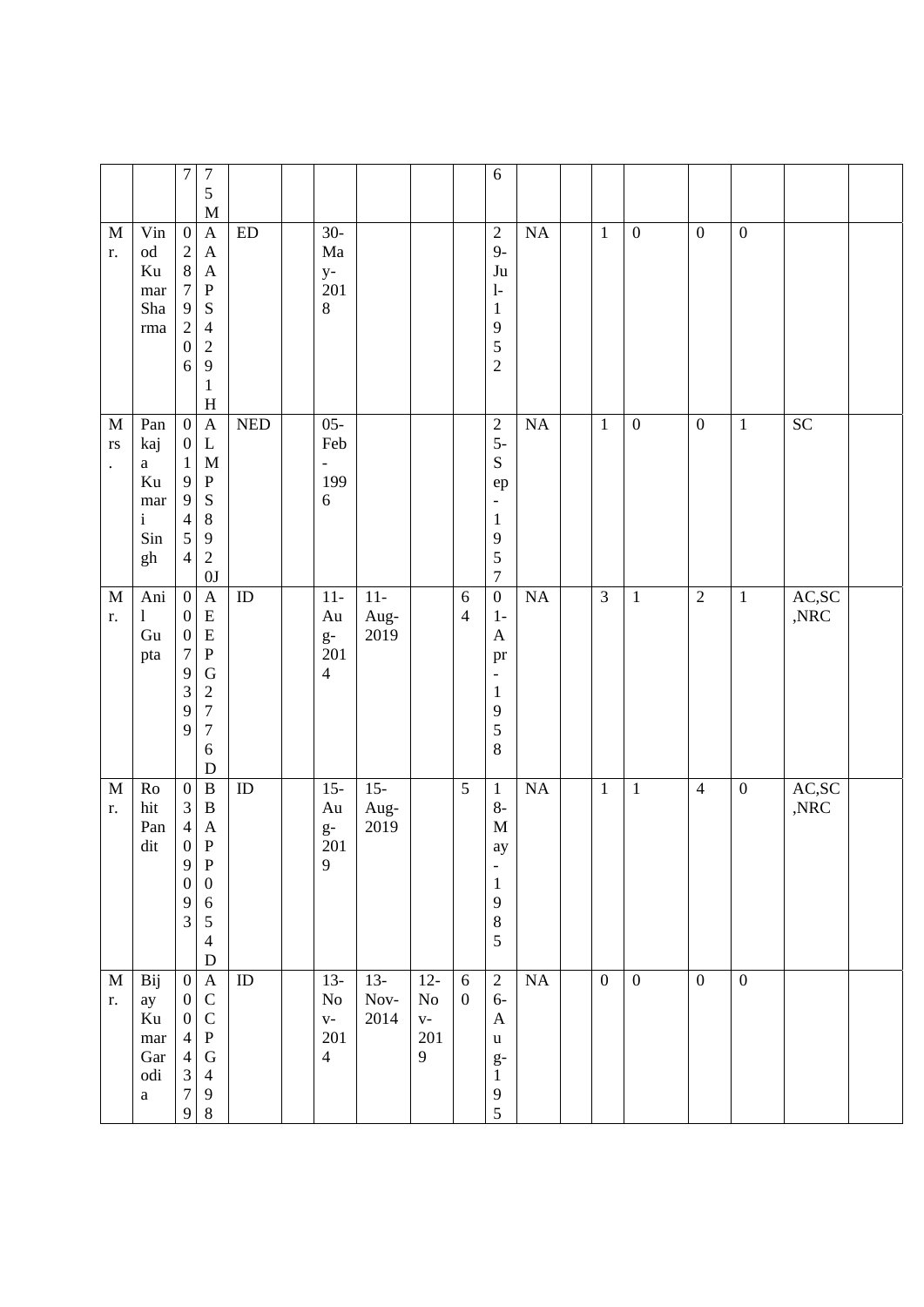| | | | | | | | | | | | | | | | | | | |
|---|---|---|---|---|---|---|---|---|---|---|---|---|---|---|---|---|---|---|
| | | 7 | 75M | | | | | | | 6 | | | | | | | | |
| Mr. | Vinod Kumar Sharma | 02879206 | AAAPS4291H | ED | | 30-May-2018 | | | | 29-Jul-1952 | NA | | 1 | 0 | 0 | 0 | | |
| Mrs. | Pankaja Kumari Singh | 00199454 | ALMPS8920J | NED | | 05-Feb-1996 | | | | 25-Sep-1957 | NA | | 1 | 0 | 0 | 1 | SC | |
| Mr. | Anil Gupta | 00079399 | AEEPG2776D | ID | | 11-Aug-2014 | 11-Aug-2019 | | 64 | 01-Apr-1958 | NA | | 3 | 1 | 2 | 1 | AC,SC,NRC | |
| Mr. | Rohit Pandit | 03409093 | BBAPP0654D | ID | | 15-Aug-2019 | 15-Aug-2019 | | 5 | 18-May-1985 | NA | | 1 | 1 | 4 | 0 | AC,SC,NRC | |
| Mr. | Bijay Kumar Garodia | 00043379 | ACCPG498 | ID | | 13-Nov-2014 | 13-Nov-2014 | 12-Nov-2019 | 60 | 26-Aug-195 | NA | | 0 | 0 | 0 | 0 | | |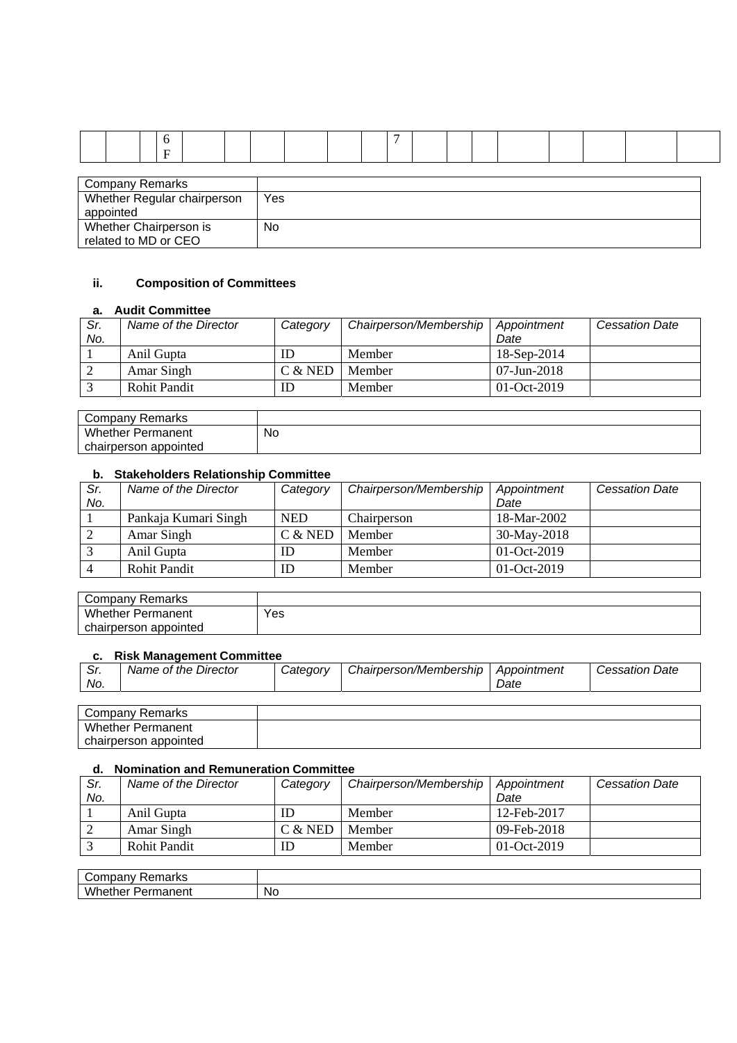| | | 6 F | | | | | | | 7 | | | | | | | | |
|---|---|---|---|---|---|---|---|---|---|---|---|---|---|---|---|---|---|

| Company Remarks | |
|---|---|
| Whether Regular chairperson appointed | Yes |
| Whether Chairperson is related to MD or CEO | No |

### ii. Composition of Committees

#### a. Audit Committee

| Sr. No. | Name of the Director | Category | Chairperson/Membership | Appointment Date | Cessation Date |
|---|---|---|---|---|---|
| 1 | Anil Gupta | ID | Member | 18-Sep-2014 | |
| 2 | Amar Singh | C & NED | Member | 07-Jun-2018 | |
| 3 | Rohit Pandit | ID | Member | 01-Oct-2019 | |

| Company Remarks | |
|---|---|
| Whether Permanent chairperson appointed | No |

#### b. Stakeholders Relationship Committee

| Sr. No. | Name of the Director | Category | Chairperson/Membership | Appointment Date | Cessation Date |
|---|---|---|---|---|---|
| 1 | Pankaja Kumari Singh | NED | Chairperson | 18-Mar-2002 | |
| 2 | Amar Singh | C & NED | Member | 30-May-2018 | |
| 3 | Anil Gupta | ID | Member | 01-Oct-2019 | |
| 4 | Rohit Pandit | ID | Member | 01-Oct-2019 | |

| Company Remarks | |
|---|---|
| Whether Permanent chairperson appointed | Yes |

#### c. Risk Management Committee

| Sr. No. | Name of the Director | Category | Chairperson/Membership | Appointment Date | Cessation Date |
|---|---|---|---|---|---|

| Company Remarks | |
|---|---|
| Whether Permanent chairperson appointed | |

#### d. Nomination and Remuneration Committee

| Sr. No. | Name of the Director | Category | Chairperson/Membership | Appointment Date | Cessation Date |
|---|---|---|---|---|---|
| 1 | Anil Gupta | ID | Member | 12-Feb-2017 | |
| 2 | Amar Singh | C & NED | Member | 09-Feb-2018 | |
| 3 | Rohit Pandit | ID | Member | 01-Oct-2019 | |

| Company Remarks | |
|---|---|
| Whether Permanent | No |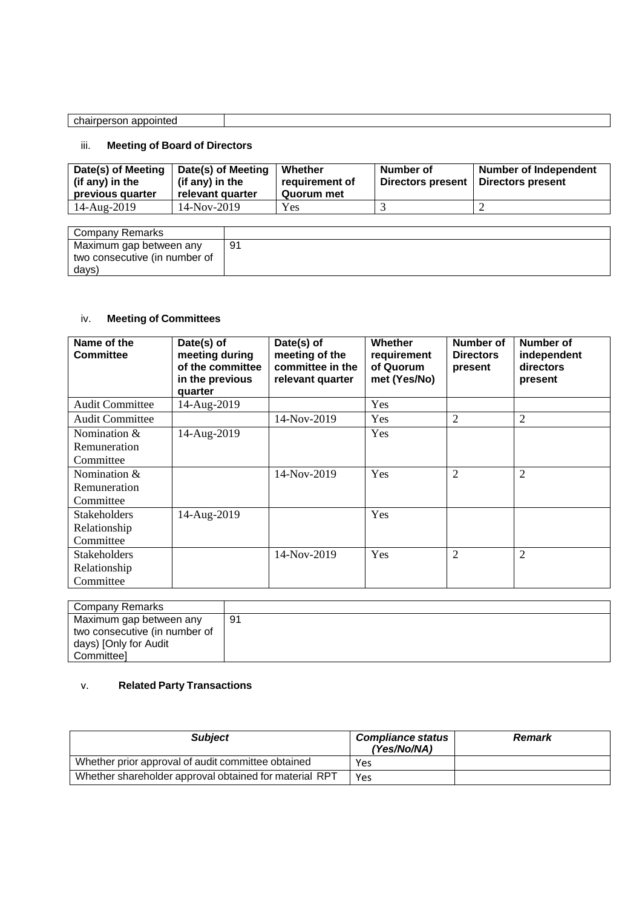| chairperson appointed | |
|---|---|

iii. **Meeting of Board of Directors**

| Date(s) of Meeting (if any) in the previous quarter | Date(s) of Meeting (if any) in the relevant quarter | Whether requirement of Quorum met | Number of Directors present | Number of Independent Directors present |
|---|---|---|---|---|
| 14-Aug-2019 | 14-Nov-2019 | Yes | 3 | 2 |

| Company Remarks | |
|---|---|
| Maximum gap between any two consecutive (in number of days) | 91 |

iv. **Meeting of Committees**

| Name of the Committee | Date(s) of meeting during of the committee in the previous quarter | Date(s) of meeting of the committee in the relevant quarter | Whether requirement of Quorum met (Yes/No) | Number of Directors present | Number of independent directors present |
|---|---|---|---|---|---|
| Audit Committee | 14-Aug-2019 | | Yes | | |
| Audit Committee | | 14-Nov-2019 | Yes | 2 | 2 |
| Nomination & Remuneration Committee | 14-Aug-2019 | | Yes | | |
| Nomination & Remuneration Committee | | 14-Nov-2019 | Yes | 2 | 2 |
| Stakeholders Relationship Committee | 14-Aug-2019 | | Yes | | |
| Stakeholders Relationship Committee | | 14-Nov-2019 | Yes | 2 | 2 |

| Company Remarks | |
|---|---|
| Maximum gap between any two consecutive (in number of days) [Only for Audit Committee] | 91 |

v. **Related Party Transactions**

| ***Subject*** | ***Compliance status (Yes/No/NA)*** | ***Remark*** |
|---|---|---|
| Whether prior approval of audit committee obtained | Yes | |
| Whether shareholder approval obtained for material RPT | Yes | |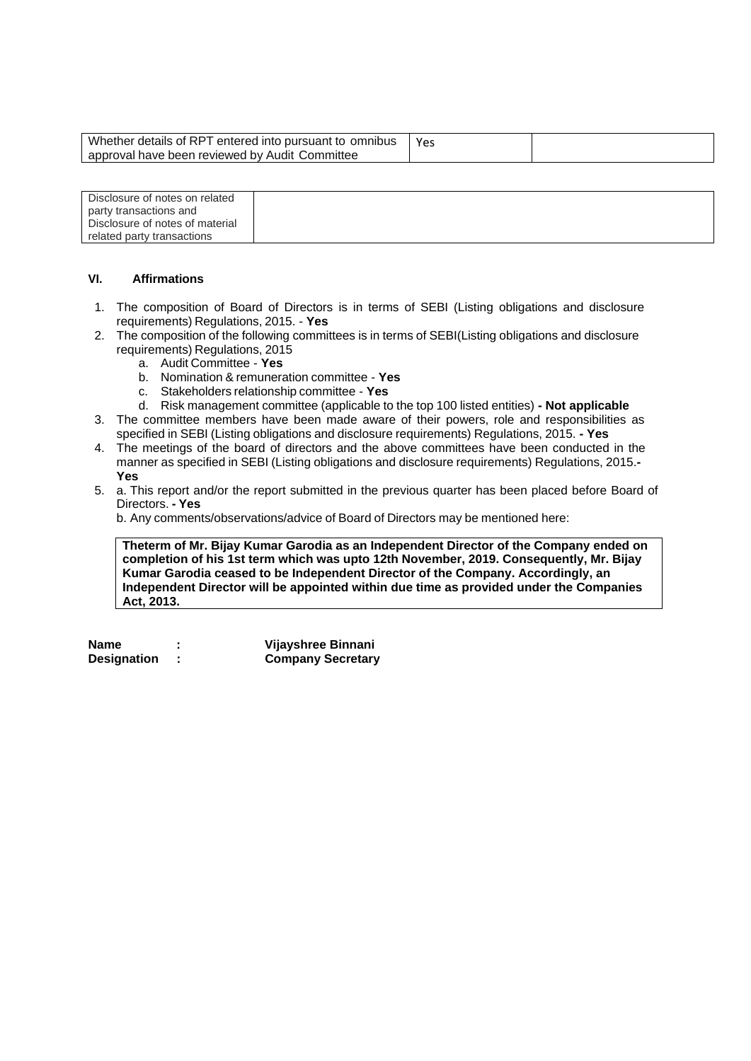| | | |
|---|---|---|
| Whether details of RPT entered into pursuant to omnibus approval have been reviewed by Audit Committee | Yes | |

| | |
|---|---|
| Disclosure of notes on related party transactions and Disclosure of notes of material related party transactions | |

### VI. Affirmations

1. The composition of Board of Directors is in terms of SEBI (Listing obligations and disclosure requirements) Regulations, 2015. - **Yes**
2. The composition of the following committees is in terms of SEBI(Listing obligations and disclosure requirements) Regulations, 2015
   a. Audit Committee - **Yes**
   b. Nomination & remuneration committee - **Yes**
   c. Stakeholders relationship committee - **Yes**
   d. Risk management committee (applicable to the top 100 listed entities) **- Not applicable**
3. The committee members have been made aware of their powers, role and responsibilities as specified in SEBI (Listing obligations and disclosure requirements) Regulations, 2015. **- Yes**
4. The meetings of the board of directors and the above committees have been conducted in the manner as specified in SEBI (Listing obligations and disclosure requirements) Regulations, 2015.**- Yes**
5. a. This report and/or the report submitted in the previous quarter has been placed before Board of Directors. **- Yes**

   b. Any comments/observations/advice of Board of Directors may be mentioned here:

   **Theterm of Mr. Bijay Kumar Garodia as an Independent Director of the Company ended on completion of his 1st term which was upto 12th November, 2019. Consequently, Mr. Bijay Kumar Garodia ceased to be Independent Director of the Company. Accordingly, an Independent Director will be appointed within due time as provided under the Companies Act, 2013.**

**Name : Vijayshree Binnani**
**Designation : Company Secretary**